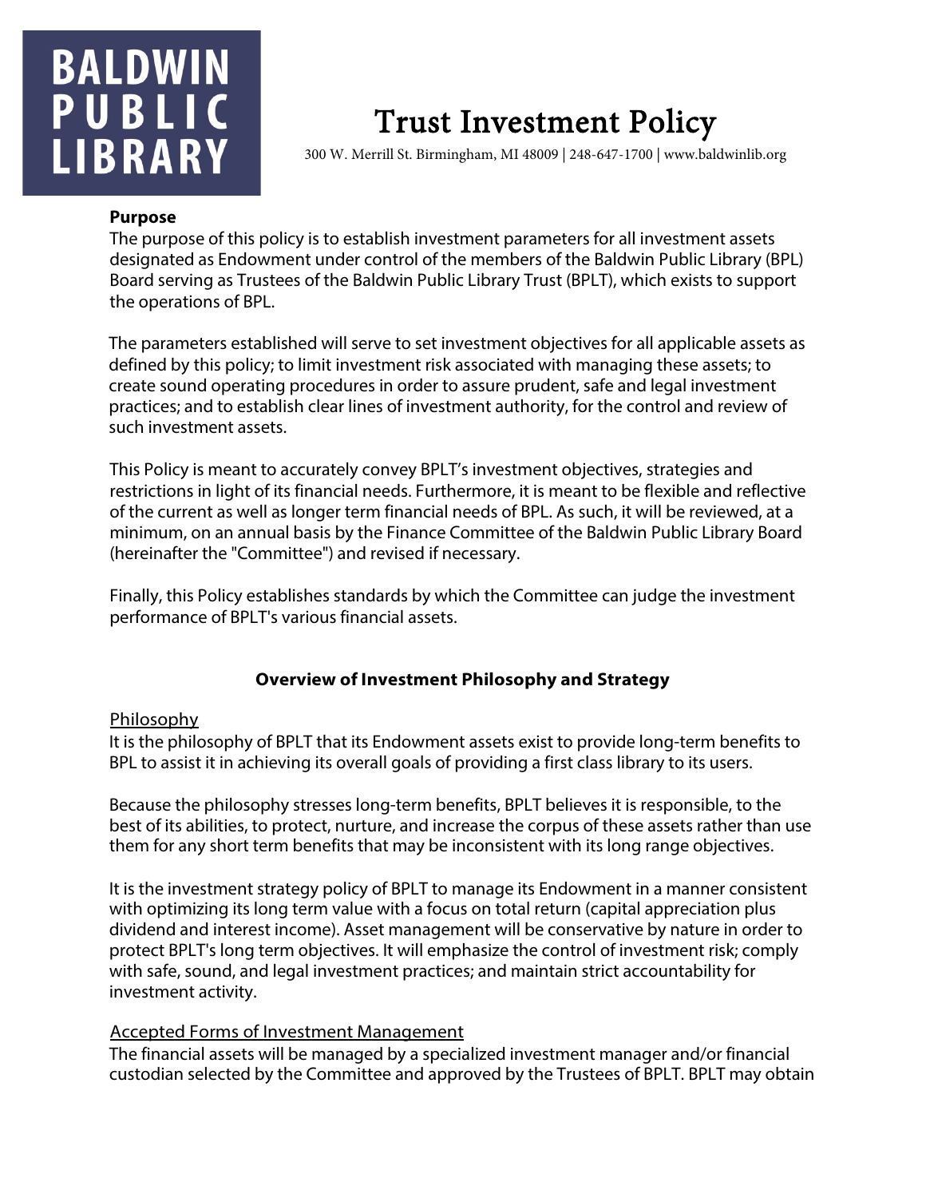BALDWIN PUBLIC LIBRARY

# Trust Investment Policy

300 W. Merrill St. Birmingham, MI 48009 | 248-647-1700 | www.baldwinlib.org

**Purpose**

The purpose of this policy is to establish investment parameters for all investment assets designated as Endowment under control of the members of the Baldwin Public Library (BPL) Board serving as Trustees of the Baldwin Public Library Trust (BPLT), which exists to support the operations of BPL.

The parameters established will serve to set investment objectives for all applicable assets as defined by this policy; to limit investment risk associated with managing these assets; to create sound operating procedures in order to assure prudent, safe and legal investment practices; and to establish clear lines of investment authority, for the control and review of such investment assets.

This Policy is meant to accurately convey BPLT's investment objectives, strategies and restrictions in light of its financial needs. Furthermore, it is meant to be flexible and reflective of the current as well as longer term financial needs of BPL. As such, it will be reviewed, at a minimum, on an annual basis by the Finance Committee of the Baldwin Public Library Board (hereinafter the "Committee") and revised if necessary.

Finally, this Policy establishes standards by which the Committee can judge the investment performance of BPLT's various financial assets.

## Overview of Investment Philosophy and Strategy

Philosophy

It is the philosophy of BPLT that its Endowment assets exist to provide long-term benefits to BPL to assist it in achieving its overall goals of providing a first class library to its users.

Because the philosophy stresses long-term benefits, BPLT believes it is responsible, to the best of its abilities, to protect, nurture, and increase the corpus of these assets rather than use them for any short term benefits that may be inconsistent with its long range objectives.

It is the investment strategy policy of BPLT to manage its Endowment in a manner consistent with optimizing its long term value with a focus on total return (capital appreciation plus dividend and interest income). Asset management will be conservative by nature in order to protect BPLT's long term objectives. It will emphasize the control of investment risk; comply with safe, sound, and legal investment practices; and maintain strict accountability for investment activity.

Accepted Forms of Investment Management

The financial assets will be managed by a specialized investment manager and/or financial custodian selected by the Committee and approved by the Trustees of BPLT. BPLT may obtain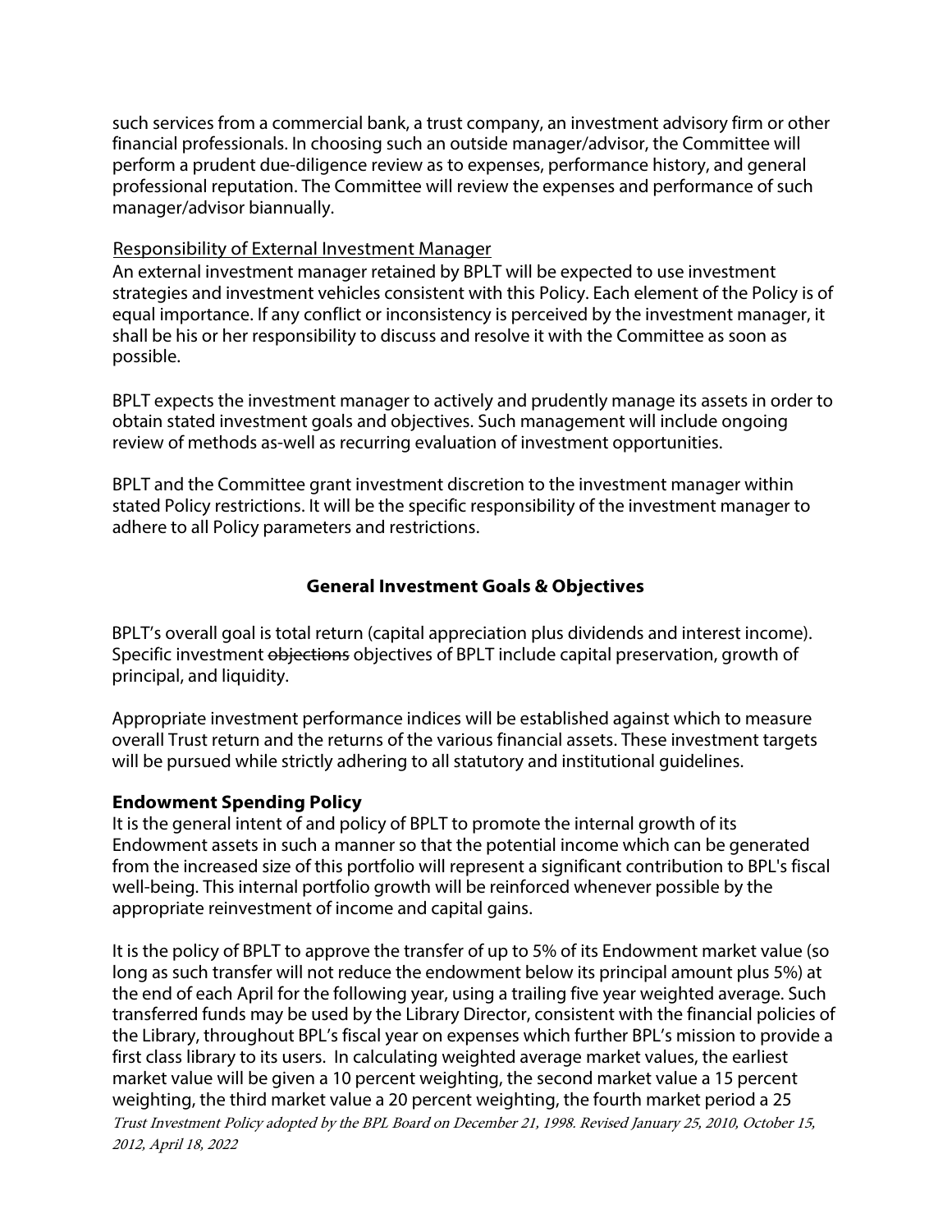such services from a commercial bank, a trust company, an investment advisory firm or other financial professionals. In choosing such an outside manager/advisor, the Committee will perform a prudent due-diligence review as to expenses, performance history, and general professional reputation. The Committee will review the expenses and performance of such manager/advisor biannually.

<u>Responsibility of External Investment Manager</u>

An external investment manager retained by BPLT will be expected to use investment strategies and investment vehicles consistent with this Policy. Each element of the Policy is of equal importance. If any conflict or inconsistency is perceived by the investment manager, it shall be his or her responsibility to discuss and resolve it with the Committee as soon as possible.

BPLT expects the investment manager to actively and prudently manage its assets in order to obtain stated investment goals and objectives. Such management will include ongoing review of methods as-well as recurring evaluation of investment opportunities.

BPLT and the Committee grant investment discretion to the investment manager within stated Policy restrictions. It will be the specific responsibility of the investment manager to adhere to all Policy parameters and restrictions.

## General Investment Goals & Objectives

BPLT's overall goal is total return (capital appreciation plus dividends and interest income). Specific investment ~~objections~~ objectives of BPLT include capital preservation, growth of principal, and liquidity.

Appropriate investment performance indices will be established against which to measure overall Trust return and the returns of the various financial assets. These investment targets will be pursued while strictly adhering to all statutory and institutional guidelines.

### Endowment Spending Policy

It is the general intent of and policy of BPLT to promote the internal growth of its Endowment assets in such a manner so that the potential income which can be generated from the increased size of this portfolio will represent a significant contribution to BPL's fiscal well-being. This internal portfolio growth will be reinforced whenever possible by the appropriate reinvestment of income and capital gains.

It is the policy of BPLT to approve the transfer of up to 5% of its Endowment market value (so long as such transfer will not reduce the endowment below its principal amount plus 5%) at the end of each April for the following year, using a trailing five year weighted average. Such transferred funds may be used by the Library Director, consistent with the financial policies of the Library, throughout BPL's fiscal year on expenses which further BPL's mission to provide a first class library to its users. In calculating weighted average market values, the earliest market value will be given a 10 percent weighting, the second market value a 15 percent weighting, the third market value a 20 percent weighting, the fourth market period a 25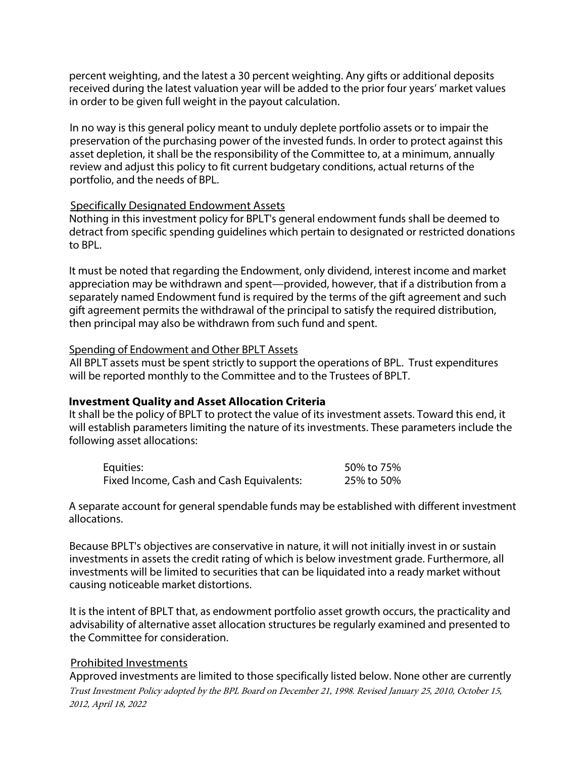percent weighting, and the latest a 30 percent weighting. Any gifts or additional deposits received during the latest valuation year will be added to the prior four years' market values in order to be given full weight in the payout calculation.

In no way is this general policy meant to unduly deplete portfolio assets or to impair the preservation of the purchasing power of the invested funds. In order to protect against this asset depletion, it shall be the responsibility of the Committee to, at a minimum, annually review and adjust this policy to fit current budgetary conditions, actual returns of the portfolio, and the needs of BPL.

<u>Specifically Designated Endowment Assets</u>

Nothing in this investment policy for BPLT's general endowment funds shall be deemed to detract from specific spending guidelines which pertain to designated or restricted donations to BPL.

It must be noted that regarding the Endowment, only dividend, interest income and market appreciation may be withdrawn and spent—provided, however, that if a distribution from a separately named Endowment fund is required by the terms of the gift agreement and such gift agreement permits the withdrawal of the principal to satisfy the required distribution, then principal may also be withdrawn from such fund and spent.

<u>Spending of Endowment and Other BPLT Assets</u>

All BPLT assets must be spent strictly to support the operations of BPL. Trust expenditures will be reported monthly to the Committee and to the Trustees of BPLT.

**Investment Quality and Asset Allocation Criteria**

It shall be the policy of BPLT to protect the value of its investment assets. Toward this end, it will establish parameters limiting the nature of its investments. These parameters include the following asset allocations:

| | |
|---|---|
| Equities: | 50% to 75% |
| Fixed Income, Cash and Cash Equivalents: | 25% to 50% |

A separate account for general spendable funds may be established with different investment allocations.

Because BPLT's objectives are conservative in nature, it will not initially invest in or sustain investments in assets the credit rating of which is below investment grade. Furthermore, all investments will be limited to securities that can be liquidated into a ready market without causing noticeable market distortions.

It is the intent of BPLT that, as endowment portfolio asset growth occurs, the practicality and advisability of alternative asset allocation structures be regularly examined and presented to the Committee for consideration.

<u>Prohibited Investments</u>

Approved investments are limited to those specifically listed below. None other are currently

*Trust Investment Policy adopted by the BPL Board on December 21, 1998. Revised January 25, 2010, October 15, 2012, April 18, 2022*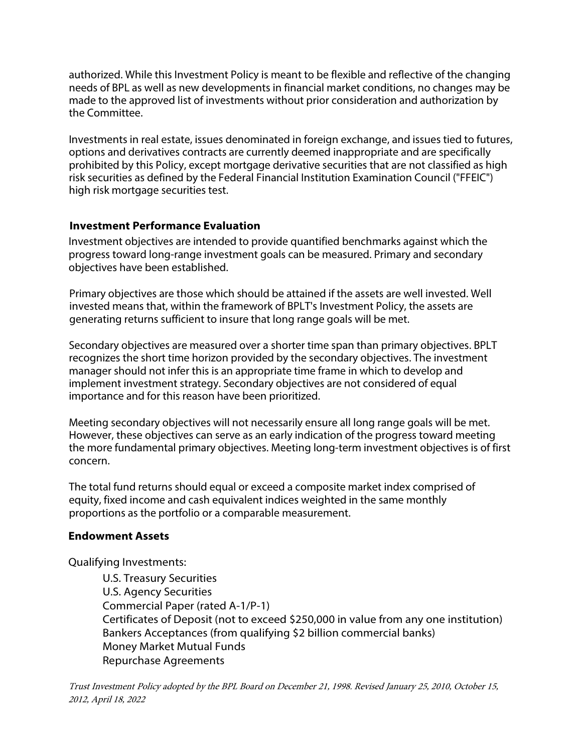authorized. While this Investment Policy is meant to be flexible and reflective of the changing needs of BPL as well as new developments in financial market conditions, no changes may be made to the approved list of investments without prior consideration and authorization by the Committee.

Investments in real estate, issues denominated in foreign exchange, and issues tied to futures, options and derivatives contracts are currently deemed inappropriate and are specifically prohibited by this Policy, except mortgage derivative securities that are not classified as high risk securities as defined by the Federal Financial Institution Examination Council ("FFEIC") high risk mortgage securities test.

## Investment Performance Evaluation

Investment objectives are intended to provide quantified benchmarks against which the progress toward long-range investment goals can be measured. Primary and secondary objectives have been established.

Primary objectives are those which should be attained if the assets are well invested. Well invested means that, within the framework of BPLT's Investment Policy, the assets are generating returns sufficient to insure that long range goals will be met.

Secondary objectives are measured over a shorter time span than primary objectives. BPLT recognizes the short time horizon provided by the secondary objectives. The investment manager should not infer this is an appropriate time frame in which to develop and implement investment strategy. Secondary objectives are not considered of equal importance and for this reason have been prioritized.

Meeting secondary objectives will not necessarily ensure all long range goals will be met. However, these objectives can serve as an early indication of the progress toward meeting the more fundamental primary objectives. Meeting long-term investment objectives is of first concern.

The total fund returns should equal or exceed a composite market index comprised of equity, fixed income and cash equivalent indices weighted in the same monthly proportions as the portfolio or a comparable measurement.

## Endowment Assets

Qualifying Investments:

- U.S. Treasury Securities
- U.S. Agency Securities
- Commercial Paper (rated A-1/P-1)
- Certificates of Deposit (not to exceed $250,000 in value from any one institution)
- Bankers Acceptances (from qualifying $2 billion commercial banks)
- Money Market Mutual Funds
- Repurchase Agreements

*Trust Investment Policy adopted by the BPL Board on December 21, 1998. Revised January 25, 2010, October 15, 2012, April 18, 2022*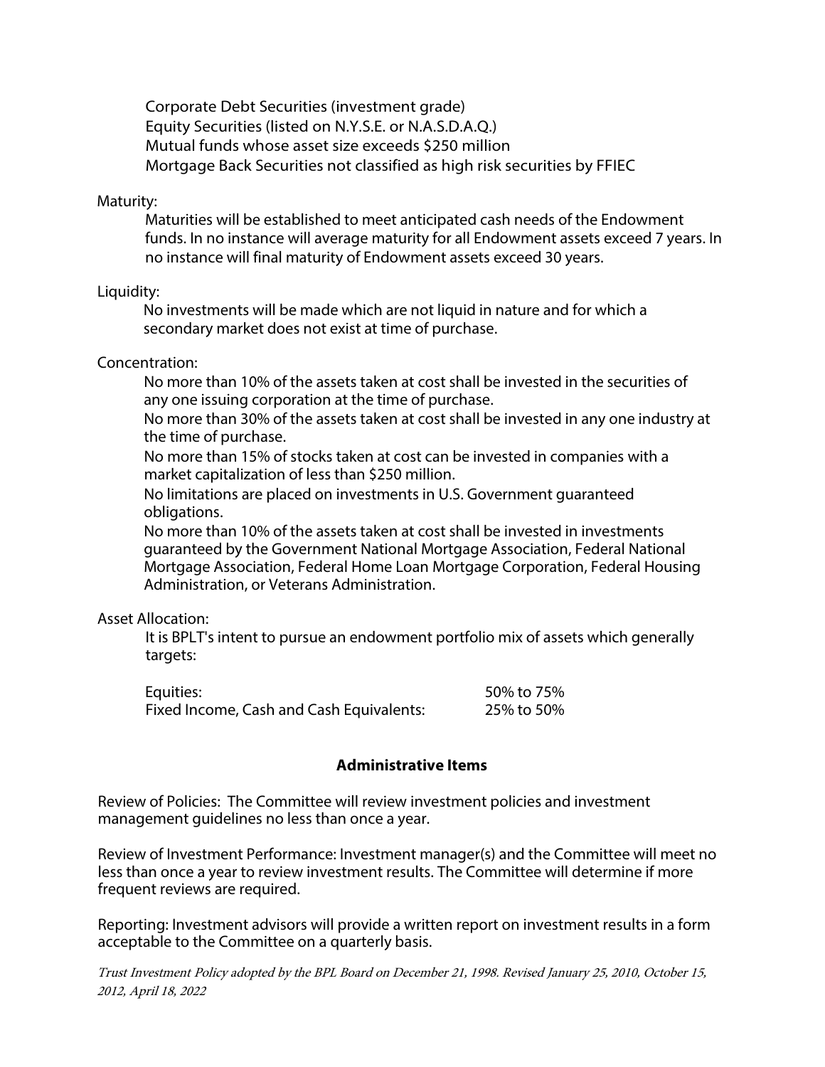Corporate Debt Securities (investment grade)
Equity Securities (listed on N.Y.S.E. or N.A.S.D.A.Q.)
Mutual funds whose asset size exceeds $250 million
Mortgage Back Securities not classified as high risk securities by FFIEC

Maturity:

Maturities will be established to meet anticipated cash needs of the Endowment funds. In no instance will average maturity for all Endowment assets exceed 7 years. In no instance will final maturity of Endowment assets exceed 30 years.

Liquidity:

No investments will be made which are not liquid in nature and for which a secondary market does not exist at time of purchase.

Concentration:

No more than 10% of the assets taken at cost shall be invested in the securities of any one issuing corporation at the time of purchase.
No more than 30% of the assets taken at cost shall be invested in any one industry at the time of purchase.
No more than 15% of stocks taken at cost can be invested in companies with a market capitalization of less than $250 million.
No limitations are placed on investments in U.S. Government guaranteed obligations.
No more than 10% of the assets taken at cost shall be invested in investments guaranteed by the Government National Mortgage Association, Federal National Mortgage Association, Federal Home Loan Mortgage Corporation, Federal Housing Administration, or Veterans Administration.

Asset Allocation:

It is BPLT's intent to pursue an endowment portfolio mix of assets which generally targets:

| | |
|---|---|
| Equities: | 50% to 75% |
| Fixed Income, Cash and Cash Equivalents: | 25% to 50% |

**Administrative Items**

Review of Policies: The Committee will review investment policies and investment management guidelines no less than once a year.

Review of Investment Performance: Investment manager(s) and the Committee will meet no less than once a year to review investment results. The Committee will determine if more frequent reviews are required.

Reporting: Investment advisors will provide a written report on investment results in a form acceptable to the Committee on a quarterly basis.

*Trust Investment Policy adopted by the BPL Board on December 21, 1998. Revised January 25, 2010, October 15, 2012, April 18, 2022*